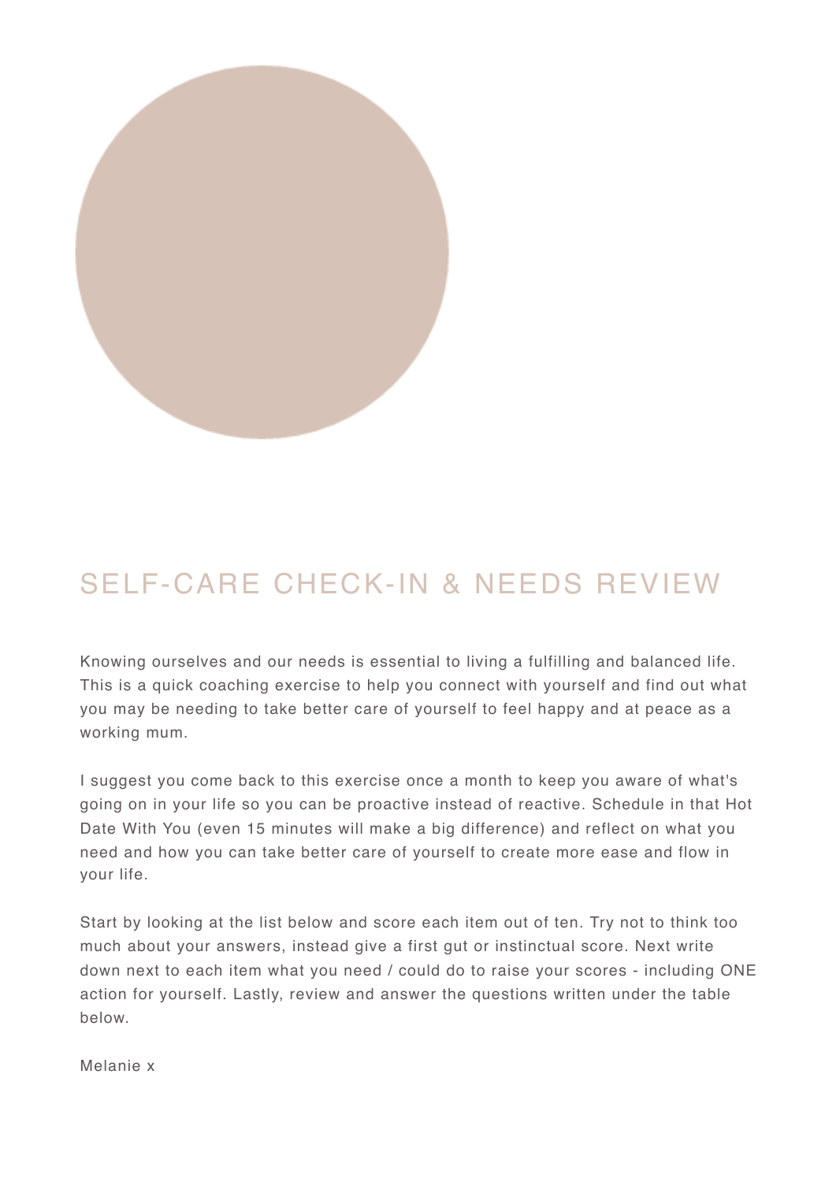# SELF-CARE CHECK-IN & NEEDS REVIEW

Knowing ourselves and our needs is essential to living a fulfilling and balanced life. This is a quick coaching exercise to help you connect with yourself and find out what you may be needing to take better care of yourself to feel happy and at peace as a working mum.

I suggest you come back to this exercise once a month to keep you aware of what's going on in your life so you can be proactive instead of reactive. Schedule in that Hot Date With You (even 15 minutes will make a big difference) and reflect on what you need and how you can take better care of yourself to create more ease and flow in your life.

Start by looking at the list below and score each item out of ten. Try not to think too much about your answers, instead give a first gut or instinctual score. Next write down next to each item what you need / could do to raise your scores - including ONE action for yourself. Lastly, review and answer the questions written under the table below.

Melanie x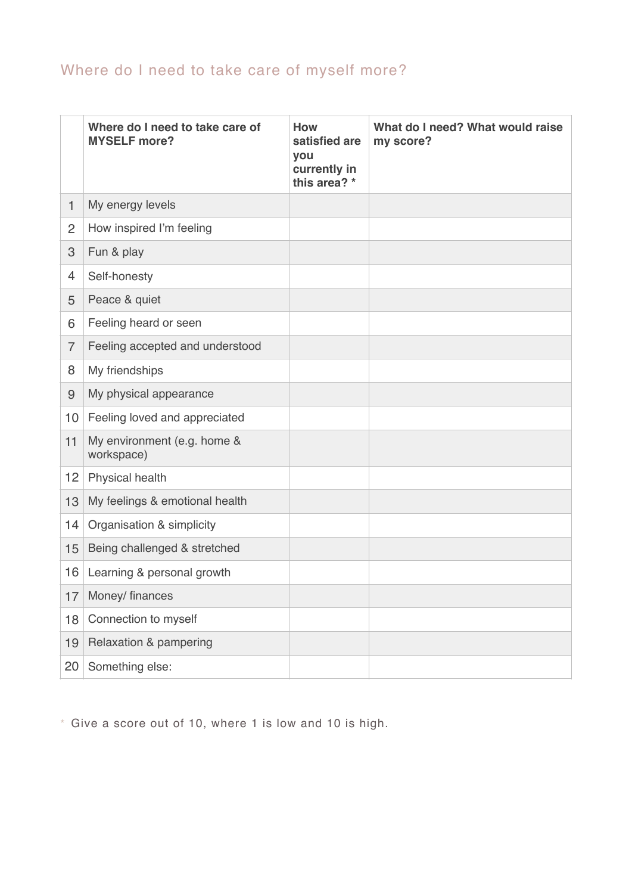## Where do I need to take care of myself more?

| | Where do I need to take care of MYSELF more? | How satisfied are you currently in this area? * | What do I need? What would raise my score? |
|---|---|---|---|
| 1 | My energy levels | | |
| 2 | How inspired I'm feeling | | |
| 3 | Fun & play | | |
| 4 | Self-honesty | | |
| 5 | Peace & quiet | | |
| 6 | Feeling heard or seen | | |
| 7 | Feeling accepted and understood | | |
| 8 | My friendships | | |
| 9 | My physical appearance | | |
| 10 | Feeling loved and appreciated | | |
| 11 | My environment (e.g. home & workspace) | | |
| 12 | Physical health | | |
| 13 | My feelings & emotional health | | |
| 14 | Organisation & simplicity | | |
| 15 | Being challenged & stretched | | |
| 16 | Learning & personal growth | | |
| 17 | Money/ finances | | |
| 18 | Connection to myself | | |
| 19 | Relaxation & pampering | | |
| 20 | Something else: | | |

* Give a score out of 10, where 1 is low and 10 is high.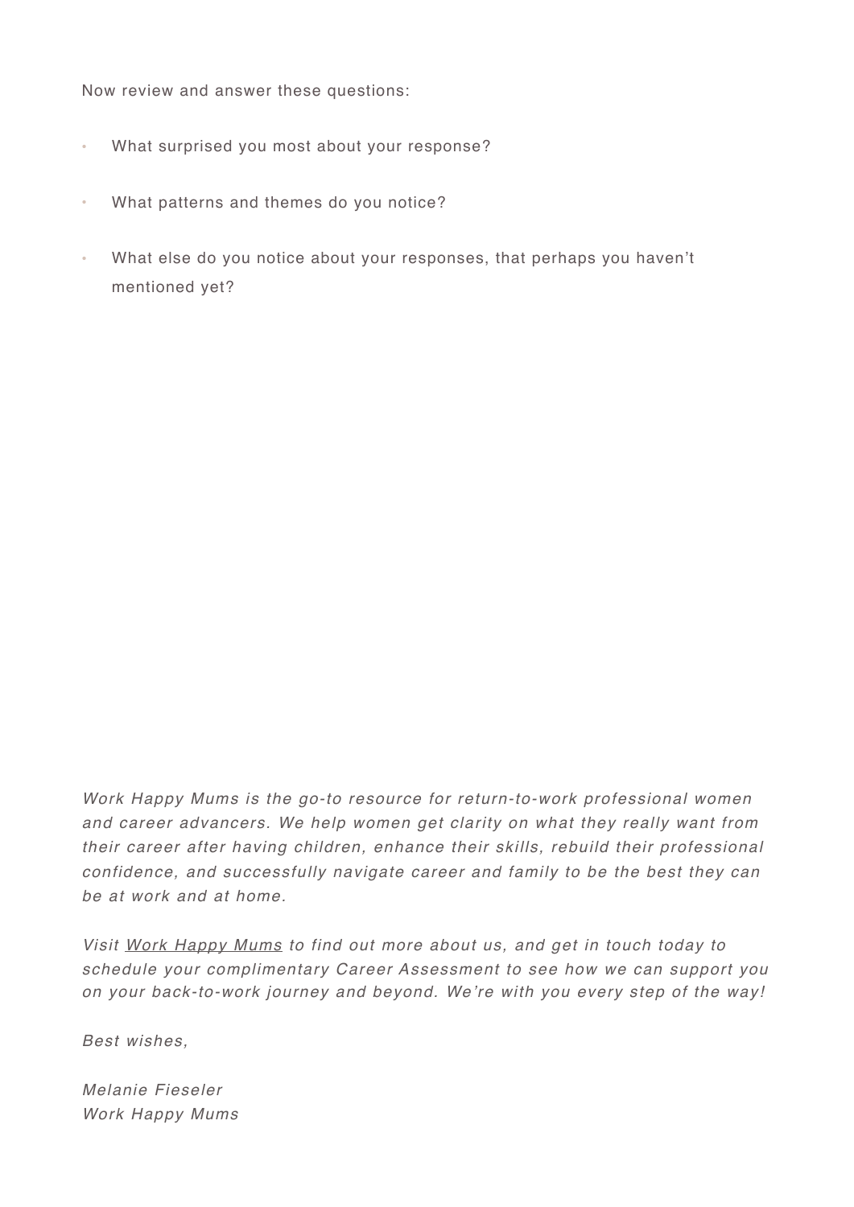Now review and answer these questions:

- What surprised you most about your response?
- What patterns and themes do you notice?
- What else do you notice about your responses, that perhaps you haven't mentioned yet?

*Work Happy Mums is the go-to resource for return-to-work professional women and career advancers. We help women get clarity on what they really want from their career after having children, enhance their skills, rebuild their professional confidence, and successfully navigate career and family to be the best they can be at work and at home.*

*Visit Work Happy Mums to find out more about us, and get in touch today to schedule your complimentary Career Assessment to see how we can support you on your back-to-work journey and beyond. We're with you every step of the way!*

*Best wishes,*

*Melanie Fieseler*
*Work Happy Mums*